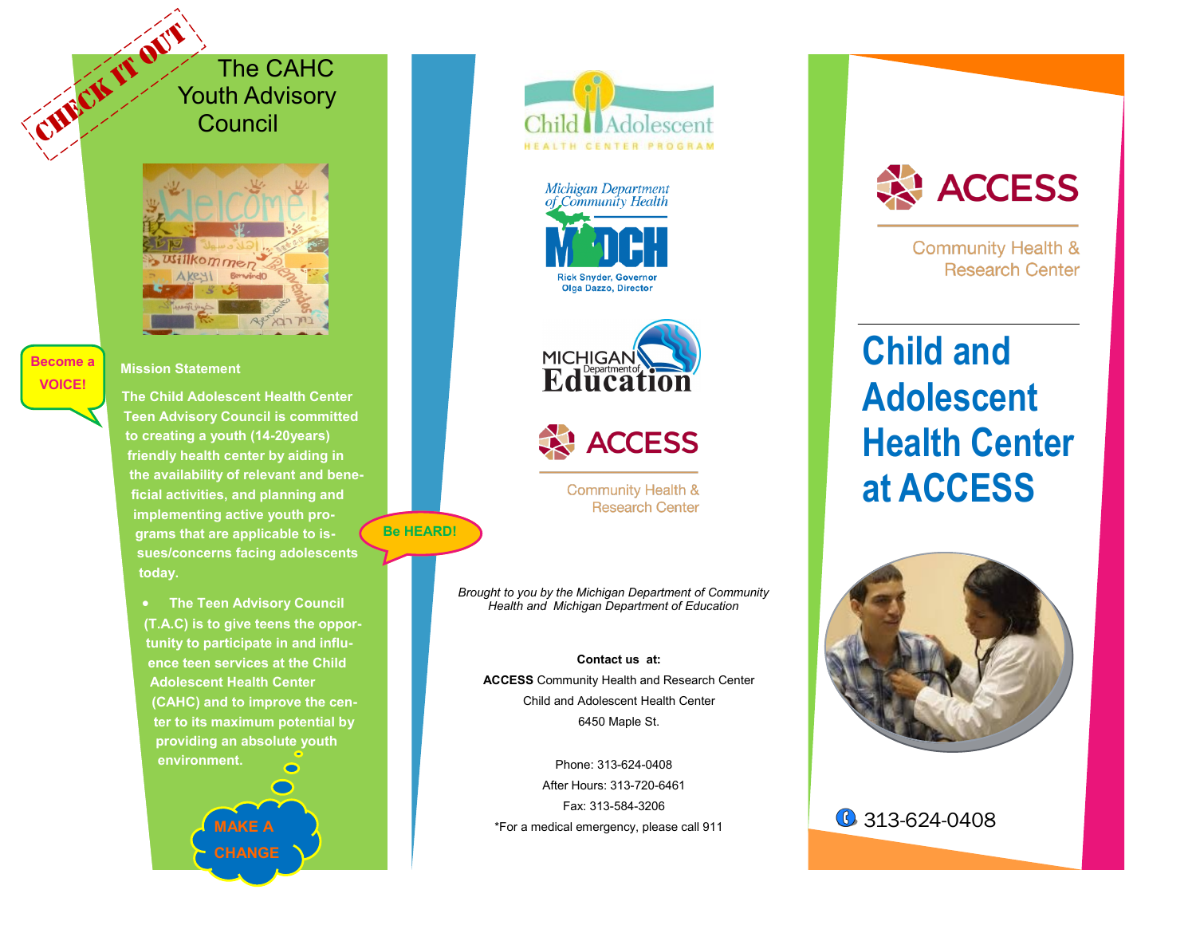CHECK IT OUT

# The CAHC Youth Advisory Council

Become a VOICE!

**Mission Statement**

**The Child Adolescent Health Center Teen Advisory Council is committed to creating a youth (14-20years) friendly health center by aiding in the availability of relevant and beneficial activities, and planning and implementing active youth programs that are applicable to issues/concerns facing adolescents today.**

- **The Teen Advisory Council (T.A.C) is to give teens the opportunity to participate in and influence teen services at the Child Adolescent Health Center (CAHC) and to improve the center to its maximum potential by providing an absolute youth environment.**

Be HEARD!

MAKE A CHANGE

Child Adolescent HEALTH CENTER PROGRAM

Michigan Department of Community Health — MDCH — Rick Snyder, Governor — Olga Dazzo, Director

MICHIGAN Department of Education

ACCESS Community Health & Research Center

*Brought to you by the Michigan Department of Community Health and Michigan Department of Education*

**Contact us at:**

**ACCESS** Community Health and Research Center
Child and Adolescent Health Center
6450 Maple St.

Phone: 313-624-0408
After Hours: 313-720-6461
Fax: 313-584-3206
*For a medical emergency, please call 911

ACCESS Community Health & Research Center

# Child and Adolescent Health Center at ACCESS

313-624-0408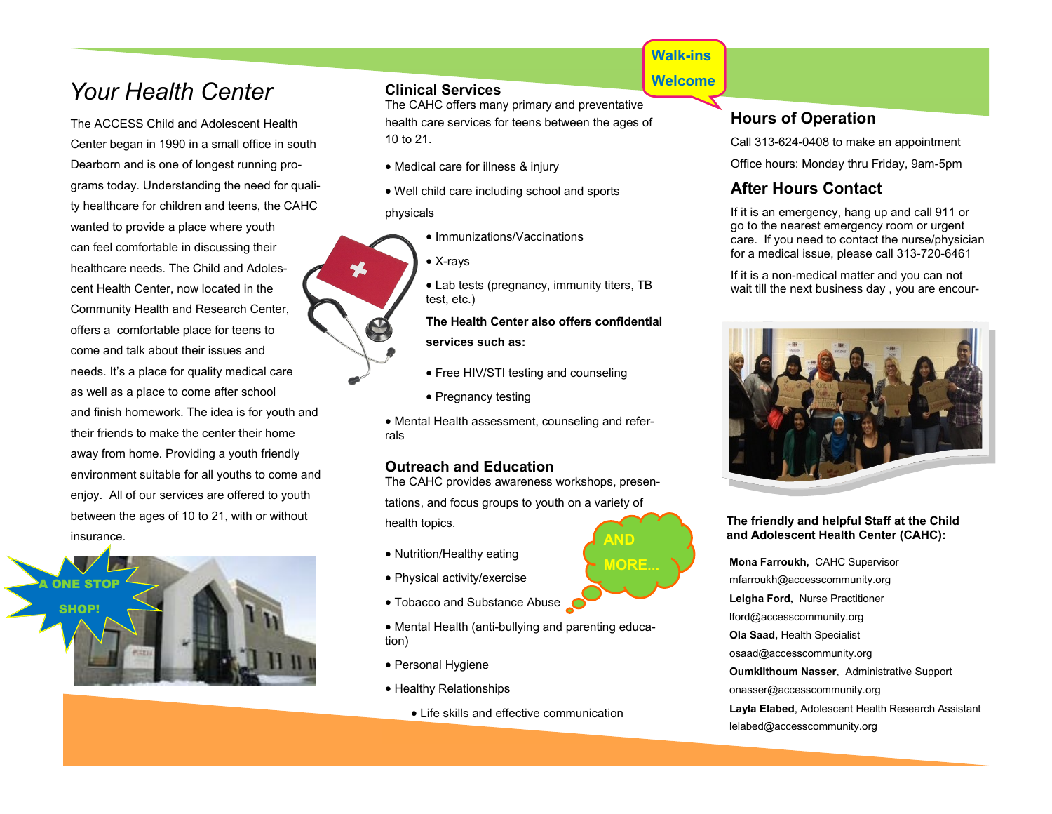# *Your Health Center*

The ACCESS Child and Adolescent Health Center began in 1990 in a small office in south Dearborn and is one of longest running programs today. Understanding the need for quality healthcare for children and teens, the CAHC wanted to provide a place where youth can feel comfortable in discussing their healthcare needs. The Child and Adolescent Health Center, now located in the Community Health and Research Center, offers a comfortable place for teens to come and talk about their issues and needs. It's a place for quality medical care as well as a place to come after school and finish homework. The idea is for youth and their friends to make the center their home away from home. Providing a youth friendly environment suitable for all youths to come and enjoy. All of our services are offered to youth between the ages of 10 to 21, with or without insurance.

A ONE STOP SHOP!

## Clinical Services

Walk-ins Welcome

The CAHC offers many primary and preventative health care services for teens between the ages of 10 to 21.

- Medical care for illness & injury
- Well child care including school and sports physicals
- Immunizations/Vaccinations
- X-rays
- Lab tests (pregnancy, immunity titers, TB test, etc.)

**The Health Center also offers confidential services such as:**

- Free HIV/STI testing and counseling
- Pregnancy testing
- Mental Health assessment, counseling and referrals

## Outreach and Education

The CAHC provides awareness workshops, presentations, and focus groups to youth on a variety of health topics.

- Nutrition/Healthy eating
- Physical activity/exercise
- Tobacco and Substance Abuse
- Mental Health (anti-bullying and parenting education)
- Personal Hygiene
- Healthy Relationships
- Life skills and effective communication

AND MORE...

## Hours of Operation

Call 313-624-0408 to make an appointment

Office hours: Monday thru Friday, 9am-5pm

## After Hours Contact

If it is an emergency, hang up and call 911 or go to the nearest emergency room or urgent care. If you need to contact the nurse/physician for a medical issue, please call 313-720-6461

If it is a non-medical matter and you can not wait till the next business day , you are encour-

**The friendly and helpful Staff at the Child and Adolescent Health Center (CAHC):**

**Mona Farroukh,** CAHC Supervisor
mfarroukh@accesscommunity.org

**Leigha Ford,** Nurse Practitioner
lford@accesscommunity.org

**Ola Saad,** Health Specialist
osaad@accesscommunity.org

**Oumkilthoum Nasser**, Administrative Support
onasser@accesscommunity.org

**Layla Elabed**, Adolescent Health Research Assistant
lelabed@accesscommunity.org